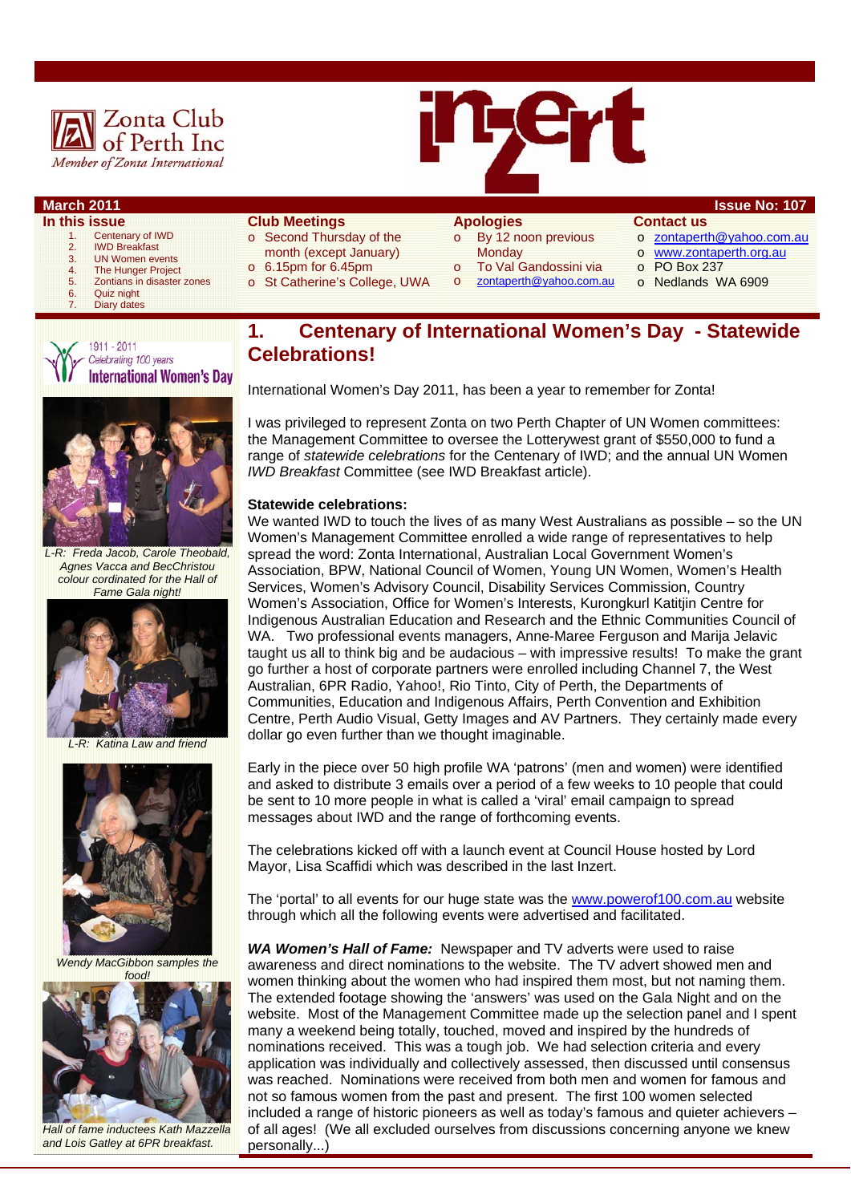Zonta Club of Perth Inc

*Member of Zonta International*

inzert

**March 2011** **Issue No: 107**

**In this issue**

1. Centenary of IWD
2. IWD Breakfast
3. UN Women events
4. The Hunger Project
5. Zontians in disaster zones
6. Quiz night
7. Diary dates

**Club Meetings**

- Second Thursday of the month (except January)
- 6.15pm for 6.45pm
- St Catherine's College, UWA

**Apologies**

- By 12 noon previous Monday
- To Val Gandossini via
- zontaperth@yahoo.com.au

**Contact us**

- zontaperth@yahoo.com.au
- www.zontaperth.org.au
- PO Box 237
- Nedlands WA 6909

1911 - 2011 Celebrating 100 years International Women's Day

*L-R: Freda Jacob, Carole Theobald, Agnes Vacca and BecChristou colour coordinated for the Hall of Fame Gala night!*

*L-R: Katina Law and friend*

*Wendy MacGibbon samples the food!*

*Hall of fame inductees Kath Mazzella and Lois Gatley at 6PR breakfast.*

# 1. Centenary of International Women's Day - Statewide Celebrations!

International Women's Day 2011, has been a year to remember for Zonta!

I was privileged to represent Zonta on two Perth Chapter of UN Women committees: the Management Committee to oversee the Lotterywest grant of $550,000 to fund a range of *statewide celebrations* for the Centenary of IWD; and the annual UN Women *IWD Breakfast* Committee (see IWD Breakfast article).

**Statewide celebrations:**

We wanted IWD to touch the lives of as many West Australians as possible – so the UN Women's Management Committee enrolled a wide range of representatives to help spread the word: Zonta International, Australian Local Government Women's Association, BPW, National Council of Women, Young UN Women, Women's Health Services, Women's Advisory Council, Disability Services Commission, Country Women's Association, Office for Women's Interests, Kurongkurl Katitjin Centre for Indigenous Australian Education and Research and the Ethnic Communities Council of WA. Two professional events managers, Anne-Maree Ferguson and Marija Jelavic taught us all to think big and be audacious – with impressive results! To make the grant go further a host of corporate partners were enrolled including Channel 7, the West Australian, 6PR Radio, Yahoo!, Rio Tinto, City of Perth, the Departments of Communities, Education and Indigenous Affairs, Perth Convention and Exhibition Centre, Perth Audio Visual, Getty Images and AV Partners. They certainly made every dollar go even further than we thought imaginable.

Early in the piece over 50 high profile WA 'patrons' (men and women) were identified and asked to distribute 3 emails over a period of a few weeks to 10 people that could be sent to 10 more people in what is called a 'viral' email campaign to spread messages about IWD and the range of forthcoming events.

The celebrations kicked off with a launch event at Council House hosted by Lord Mayor, Lisa Scaffidi which was described in the last Inzert.

The 'portal' to all events for our huge state was the www.powerof100.com.au website through which all the following events were advertised and facilitated.

***WA Women's Hall of Fame:*** Newspaper and TV adverts were used to raise awareness and direct nominations to the website. The TV advert showed men and women thinking about the women who had inspired them most, but not naming them. The extended footage showing the 'answers' was used on the Gala Night and on the website. Most of the Management Committee made up the selection panel and I spent many a weekend being totally, touched, moved and inspired by the hundreds of nominations received. This was a tough job. We had selection criteria and every application was individually and collectively assessed, then discussed until consensus was reached. Nominations were received from both men and women for famous and not so famous women from the past and present. The first 100 women selected included a range of historic pioneers as well as today's famous and quieter achievers – of all ages! (We all excluded ourselves from discussions concerning anyone we knew personally...)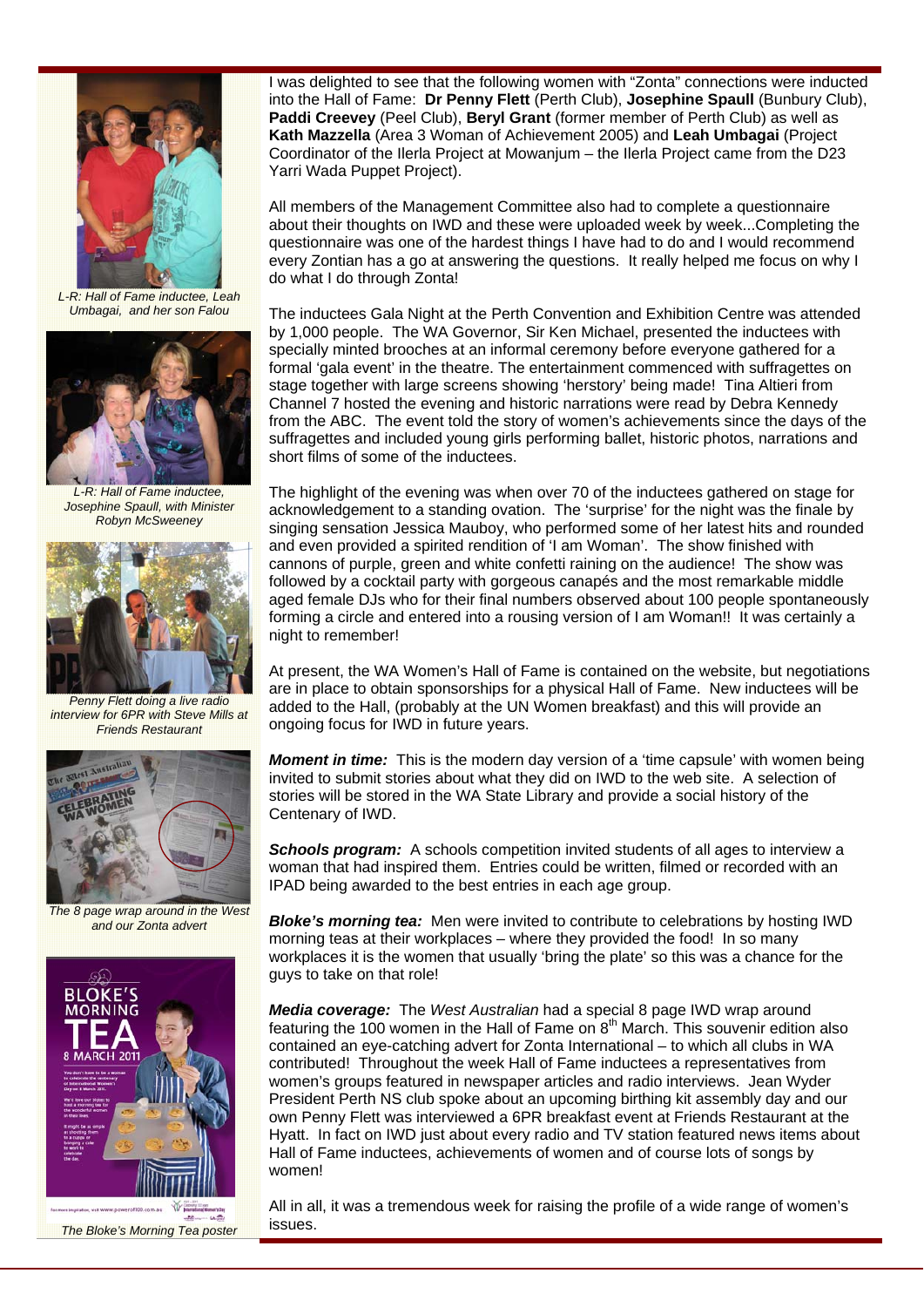L-R: Hall of Fame inductee, Leah Umbagai, and her son Falou

L-R: Hall of Fame inductee, Josephine Spaull, with Minister Robyn McSweeney

Penny Flett doing a live radio interview for 6PR with Steve Mills at Friends Restaurant

The 8 page wrap around in the West and our Zonta advert

The Bloke's Morning Tea poster

I was delighted to see that the following women with "Zonta" connections were inducted into the Hall of Fame: **Dr Penny Flett** (Perth Club), **Josephine Spaull** (Bunbury Club), **Paddi Creevey** (Peel Club), **Beryl Grant** (former member of Perth Club) as well as **Kath Mazzella** (Area 3 Woman of Achievement 2005) and **Leah Umbagai** (Project Coordinator of the Ilerla Project at Mowanjum – the Ilerla Project came from the D23 Yarri Wada Puppet Project).

All members of the Management Committee also had to complete a questionnaire about their thoughts on IWD and these were uploaded week by week...Completing the questionnaire was one of the hardest things I have had to do and I would recommend every Zontian has a go at answering the questions. It really helped me focus on why I do what I do through Zonta!

The inductees Gala Night at the Perth Convention and Exhibition Centre was attended by 1,000 people. The WA Governor, Sir Ken Michael, presented the inductees with specially minted brooches at an informal ceremony before everyone gathered for a formal 'gala event' in the theatre. The entertainment commenced with suffragettes on stage together with large screens showing 'herstory' being made! Tina Altieri from Channel 7 hosted the evening and historic narrations were read by Debra Kennedy from the ABC. The event told the story of women's achievements since the days of the suffragettes and included young girls performing ballet, historic photos, narrations and short films of some of the inductees.

The highlight of the evening was when over 70 of the inductees gathered on stage for acknowledgement to a standing ovation. The 'surprise' for the night was the finale by singing sensation Jessica Mauboy, who performed some of her latest hits and rounded and even provided a spirited rendition of 'I am Woman'. The show finished with cannons of purple, green and white confetti raining on the audience! The show was followed by a cocktail party with gorgeous canapés and the most remarkable middle aged female DJs who for their final numbers observed about 100 people spontaneously forming a circle and entered into a rousing version of I am Woman!! It was certainly a night to remember!

At present, the WA Women's Hall of Fame is contained on the website, but negotiations are in place to obtain sponsorships for a physical Hall of Fame. New inductees will be added to the Hall, (probably at the UN Women breakfast) and this will provide an ongoing focus for IWD in future years.

***Moment in time:*** This is the modern day version of a 'time capsule' with women being invited to submit stories about what they did on IWD to the web site. A selection of stories will be stored in the WA State Library and provide a social history of the Centenary of IWD.

***Schools program:*** A schools competition invited students of all ages to interview a woman that had inspired them. Entries could be written, filmed or recorded with an IPAD being awarded to the best entries in each age group.

***Bloke's morning tea:*** Men were invited to contribute to celebrations by hosting IWD morning teas at their workplaces – where they provided the food! In so many workplaces it is the women that usually 'bring the plate' so this was a chance for the guys to take on that role!

***Media coverage:*** The *West Australian* had a special 8 page IWD wrap around featuring the 100 women in the Hall of Fame on 8th March. This souvenir edition also contained an eye-catching advert for Zonta International – to which all clubs in WA contributed! Throughout the week Hall of Fame inductees a representatives from women's groups featured in newspaper articles and radio interviews. Jean Wyder President Perth NS club spoke about an upcoming birthing kit assembly day and our own Penny Flett was interviewed a 6PR breakfast event at Friends Restaurant at the Hyatt. In fact on IWD just about every radio and TV station featured news items about Hall of Fame inductees, achievements of women and of course lots of songs by women!

All in all, it was a tremendous week for raising the profile of a wide range of women's issues.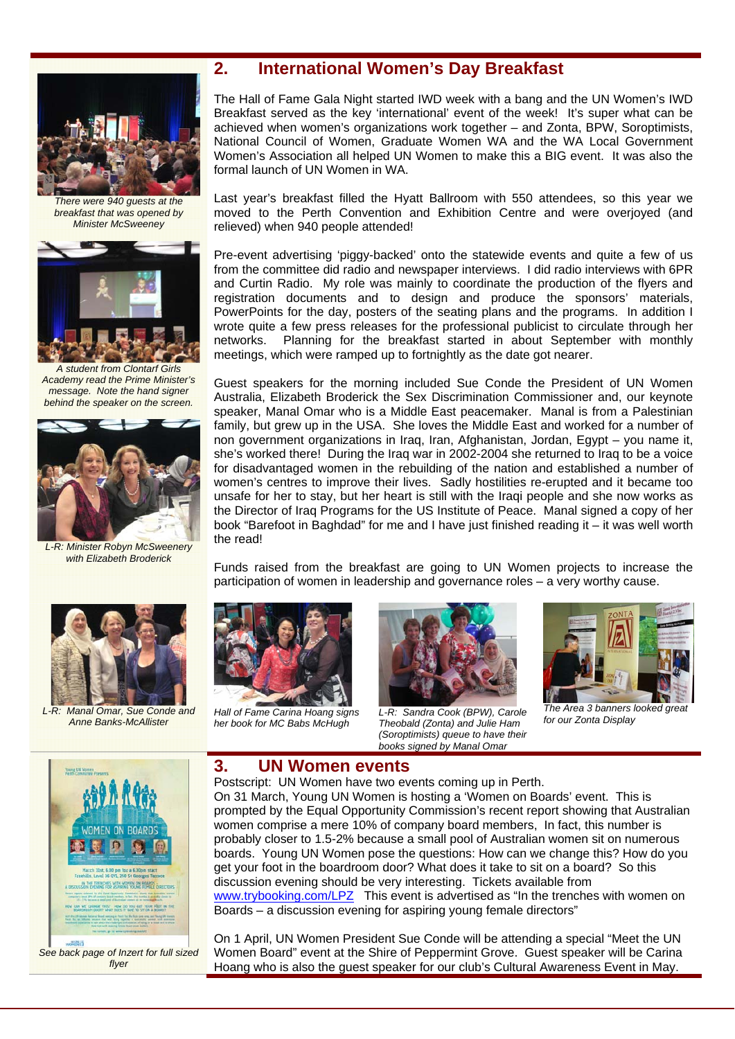## 2. International Women's Day Breakfast

The Hall of Fame Gala Night started IWD week with a bang and the UN Women's IWD Breakfast served as the key 'international' event of the week! It's super what can be achieved when women's organizations work together – and Zonta, BPW, Soroptimists, National Council of Women, Graduate Women WA and the WA Local Government Women's Association all helped UN Women to make this a BIG event. It was also the formal launch of UN Women in WA.

Last year's breakfast filled the Hyatt Ballroom with 550 attendees, so this year we moved to the Perth Convention and Exhibition Centre and were overjoyed (and relieved) when 940 people attended!

Pre-event advertising 'piggy-backed' onto the statewide events and quite a few of us from the committee did radio and newspaper interviews. I did radio interviews with 6PR and Curtin Radio. My role was mainly to coordinate the production of the flyers and registration documents and to design and produce the sponsors' materials, PowerPoints for the day, posters of the seating plans and the programs. In addition I wrote quite a few press releases for the professional publicist to circulate through her networks. Planning for the breakfast started in about September with monthly meetings, which were ramped up to fortnightly as the date got nearer.

Guest speakers for the morning included Sue Conde the President of UN Women Australia, Elizabeth Broderick the Sex Discrimination Commissioner and, our keynote speaker, Manal Omar who is a Middle East peacemaker. Manal is from a Palestinian family, but grew up in the USA. She loves the Middle East and worked for a number of non government organizations in Iraq, Iran, Afghanistan, Jordan, Egypt – you name it, she's worked there! During the Iraq war in 2002-2004 she returned to Iraq to be a voice for disadvantaged women in the rebuilding of the nation and established a number of women's centres to improve their lives. Sadly hostilities re-erupted and it became too unsafe for her to stay, but her heart is still with the Iraqi people and she now works as the Director of Iraq Programs for the US Institute of Peace. Manal signed a copy of her book "Barefoot in Baghdad" for me and I have just finished reading it – it was well worth the read!

Funds raised from the breakfast are going to UN Women projects to increase the participation of women in leadership and governance roles – a very worthy cause.

*There were 940 guests at the breakfast that was opened by Minister McSweeney*

*A student from Clontarf Girls Academy read the Prime Minister's message. Note the hand signer behind the speaker on the screen.*

*L-R: Minister Robyn McSweenery with Elizabeth Broderick*

*L-R: Manal Omar, Sue Conde and Anne Banks-McAllister*

*Hall of Fame Carina Hoang signs her book for MC Babs McHugh*

*L-R: Sandra Cook (BPW), Carole Theobald (Zonta) and Julie Ham (Soroptimists) queue to have their books signed by Manal Omar*

*The Area 3 banners looked great for our Zonta Display*

## 3. UN Women events

Postscript: UN Women have two events coming up in Perth.

On 31 March, Young UN Women is hosting a 'Women on Boards' event. This is prompted by the Equal Opportunity Commission's recent report showing that Australian women comprise a mere 10% of company board members, In fact, this number is probably closer to 1.5-2% because a small pool of Australian women sit on numerous boards. Young UN Women pose the questions: How can we change this? How do you get your foot in the boardroom door? What does it take to sit on a board? So this discussion evening should be very interesting. Tickets available from www.trybooking.com/LPZ This event is advertised as "In the trenches with women on Boards – a discussion evening for aspiring young female directors"

On 1 April, UN Women President Sue Conde will be attending a special "Meet the UN Women Board" event at the Shire of Peppermint Grove. Guest speaker will be Carina Hoang who is also the guest speaker for our club's Cultural Awareness Event in May.

*See back page of Inzert for full sized flyer*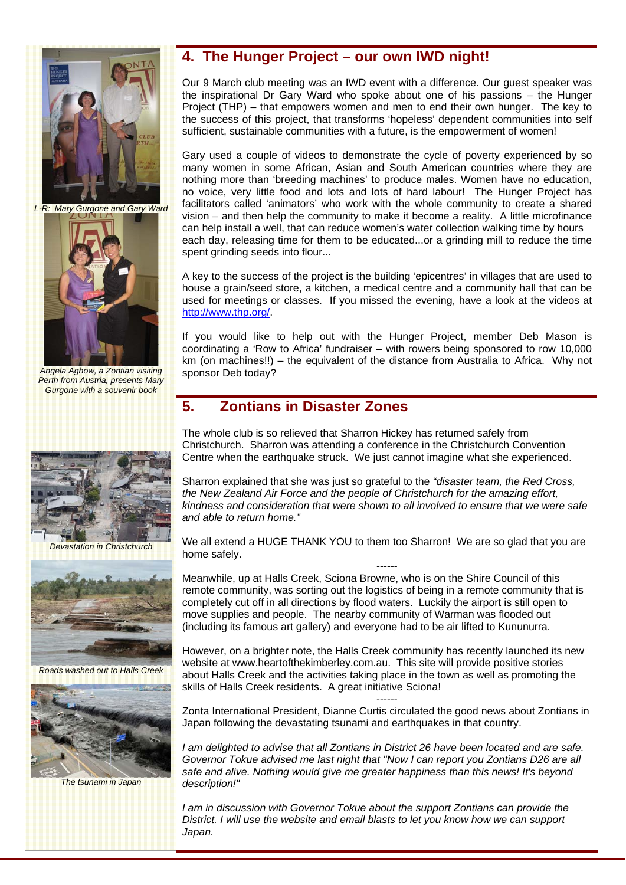## 4. The Hunger Project – our own IWD night!

Our 9 March club meeting was an IWD event with a difference. Our guest speaker was the inspirational Dr Gary Ward who spoke about one of his passions – the Hunger Project (THP) – that empowers women and men to end their own hunger. The key to the success of this project, that transforms 'hopeless' dependent communities into self sufficient, sustainable communities with a future, is the empowerment of women!

Gary used a couple of videos to demonstrate the cycle of poverty experienced by so many women in some African, Asian and South American countries where they are nothing more than 'breeding machines' to produce males. Women have no education, no voice, very little food and lots and lots of hard labour! The Hunger Project has facilitators called 'animators' who work with the whole community to create a shared vision – and then help the community to make it become a reality. A little microfinance can help install a well, that can reduce women's water collection walking time by hours each day, releasing time for them to be educated...or a grinding mill to reduce the time spent grinding seeds into flour...

A key to the success of the project is the building 'epicentres' in villages that are used to house a grain/seed store, a kitchen, a medical centre and a community hall that can be used for meetings or classes. If you missed the evening, have a look at the videos at http://www.thp.org/.

If you would like to help out with the Hunger Project, member Deb Mason is coordinating a 'Row to Africa' fundraiser – with rowers being sponsored to row 10,000 km (on machines!!) – the equivalent of the distance from Australia to Africa. Why not sponsor Deb today?

*L-R: Mary Gurgone and Gary Ward*

*Angela Aghow, a Zontian visiting Perth from Austria, presents Mary Gurgone with a souvenir book*

## 5. Zontians in Disaster Zones

The whole club is so relieved that Sharron Hickey has returned safely from Christchurch. Sharron was attending a conference in the Christchurch Convention Centre when the earthquake struck. We just cannot imagine what she experienced.

Sharron explained that she was just so grateful to the *"disaster team, the Red Cross, the New Zealand Air Force and the people of Christchurch for the amazing effort, kindness and consideration that were shown to all involved to ensure that we were safe and able to return home."*

We all extend a HUGE THANK YOU to them too Sharron! We are so glad that you are home safely.

------

Meanwhile, up at Halls Creek, Sciona Browne, who is on the Shire Council of this remote community, was sorting out the logistics of being in a remote community that is completely cut off in all directions by flood waters. Luckily the airport is still open to move supplies and people. The nearby community of Warman was flooded out (including its famous art gallery) and everyone had to be air lifted to Kununurra.

However, on a brighter note, the Halls Creek community has recently launched its new website at www.heartofthekimberley.com.au. This site will provide positive stories about Halls Creek and the activities taking place in the town as well as promoting the skills of Halls Creek residents. A great initiative Sciona!

------

Zonta International President, Dianne Curtis circulated the good news about Zontians in Japan following the devastating tsunami and earthquakes in that country.

*I am delighted to advise that all Zontians in District 26 have been located and are safe. Governor Tokue advised me last night that "Now I can report you Zontians D26 are all safe and alive. Nothing would give me greater happiness than this news! It's beyond description!"*

*I am in discussion with Governor Tokue about the support Zontians can provide the District. I will use the website and email blasts to let you know how we can support Japan.*

*Devastation in Christchurch*

*Roads washed out to Halls Creek*

*The tsunami in Japan*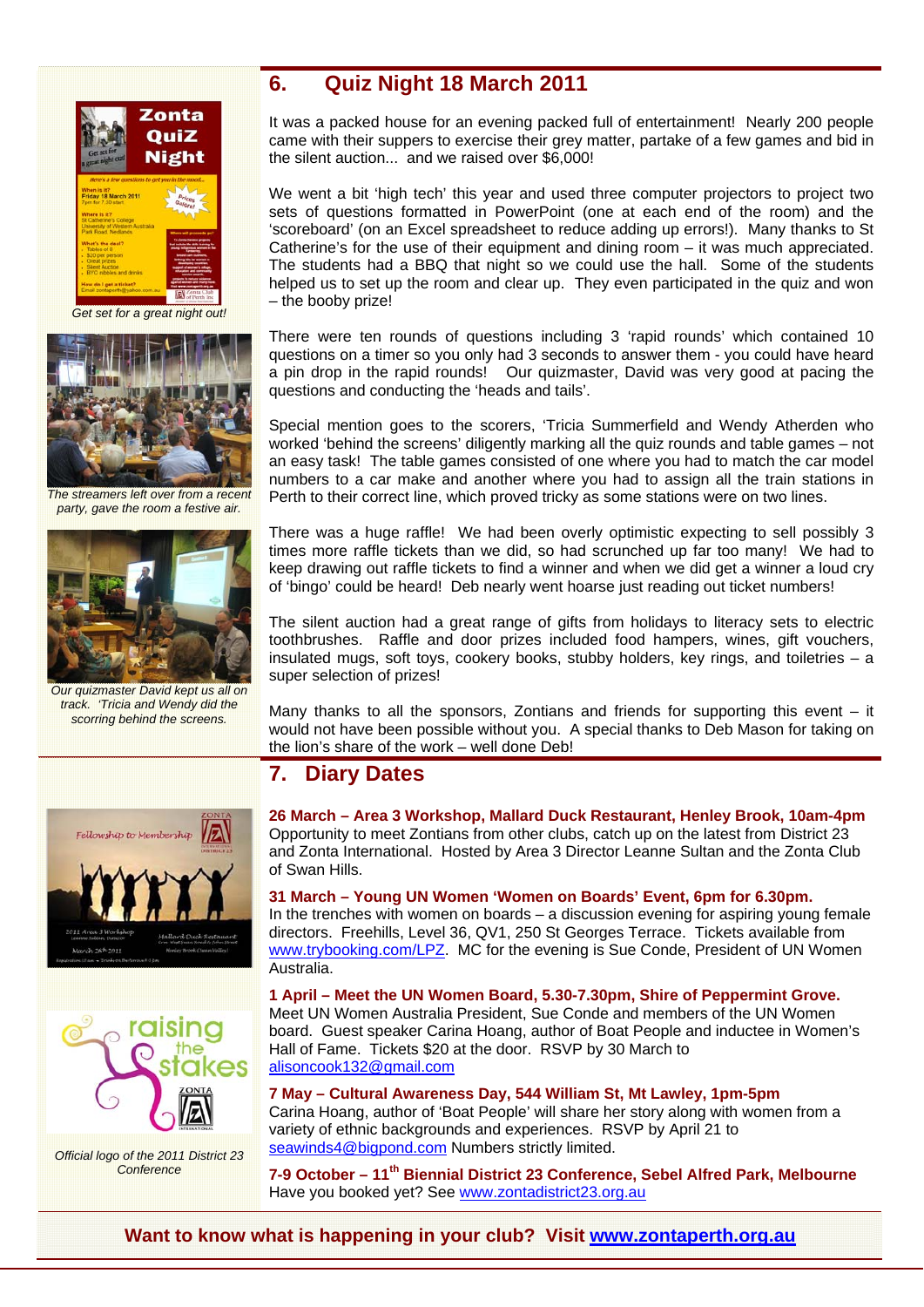## 6. Quiz Night 18 March 2011

*Get set for a great night out!*

*The streamers left over from a recent party, gave the room a festive air.*

*Our quizmaster David kept us all on track. 'Tricia and Wendy did the scoring behind the screens.*

It was a packed house for an evening packed full of entertainment! Nearly 200 people came with their suppers to exercise their grey matter, partake of a few games and bid in the silent auction... and we raised over $6,000!

We went a bit 'high tech' this year and used three computer projectors to project two sets of questions formatted in PowerPoint (one at each end of the room) and the 'scoreboard' (on an Excel spreadsheet to reduce adding up errors!). Many thanks to St Catherine's for the use of their equipment and dining room – it was much appreciated. The students had a BBQ that night so we could use the hall. Some of the students helped us to set up the room and clear up. They even participated in the quiz and won – the booby prize!

There were ten rounds of questions including 3 'rapid rounds' which contained 10 questions on a timer so you only had 3 seconds to answer them - you could have heard a pin drop in the rapid rounds! Our quizmaster, David was very good at pacing the questions and conducting the 'heads and tails'.

Special mention goes to the scorers, 'Tricia Summerfield and Wendy Atherden who worked 'behind the screens' diligently marking all the quiz rounds and table games – not an easy task! The table games consisted of one where you had to match the car model numbers to a car make and another where you had to assign all the train stations in Perth to their correct line, which proved tricky as some stations were on two lines.

There was a huge raffle! We had been overly optimistic expecting to sell possibly 3 times more raffle tickets than we did, so had scrunched up far too many! We had to keep drawing out raffle tickets to find a winner and when we did get a winner a loud cry of 'bingo' could be heard! Deb nearly went hoarse just reading out ticket numbers!

The silent auction had a great range of gifts from holidays to literacy sets to electric toothbrushes. Raffle and door prizes included food hampers, wines, gift vouchers, insulated mugs, soft toys, cookery books, stubby holders, key rings, and toiletries – a super selection of prizes!

Many thanks to all the sponsors, Zontians and friends for supporting this event – it would not have been possible without you. A special thanks to Deb Mason for taking on the lion's share of the work – well done Deb!

## 7. Diary Dates

**26 March – Area 3 Workshop, Mallard Duck Restaurant, Henley Brook, 10am-4pm**
Opportunity to meet Zontians from other clubs, catch up on the latest from District 23 and Zonta International. Hosted by Area 3 Director Leanne Sultan and the Zonta Club of Swan Hills.

**31 March – Young UN Women 'Women on Boards' Event, 6pm for 6.30pm.**
In the trenches with women on boards – a discussion evening for aspiring young female directors. Freehills, Level 36, QV1, 250 St Georges Terrace. Tickets available from www.trybooking.com/LPZ. MC for the evening is Sue Conde, President of UN Women Australia.

**1 April – Meet the UN Women Board, 5.30-7.30pm, Shire of Peppermint Grove.**
Meet UN Women Australia President, Sue Conde and members of the UN Women board. Guest speaker Carina Hoang, author of Boat People and inductee in Women's Hall of Fame. Tickets $20 at the door. RSVP by 30 March to alisoncook132@gmail.com

**7 May – Cultural Awareness Day, 544 William St, Mt Lawley, 1pm-5pm**
Carina Hoang, author of 'Boat People' will share her story along with women from a variety of ethnic backgrounds and experiences. RSVP by April 21 to seawinds4@bigpond.com Numbers strictly limited.

**7-9 October – 11th Biennial District 23 Conference, Sebel Alfred Park, Melbourne**
Have you booked yet? See www.zontadistrict23.org.au

*Official logo of the 2011 District 23 Conference*

**Want to know what is happening in your club? Visit www.zontaperth.org.au**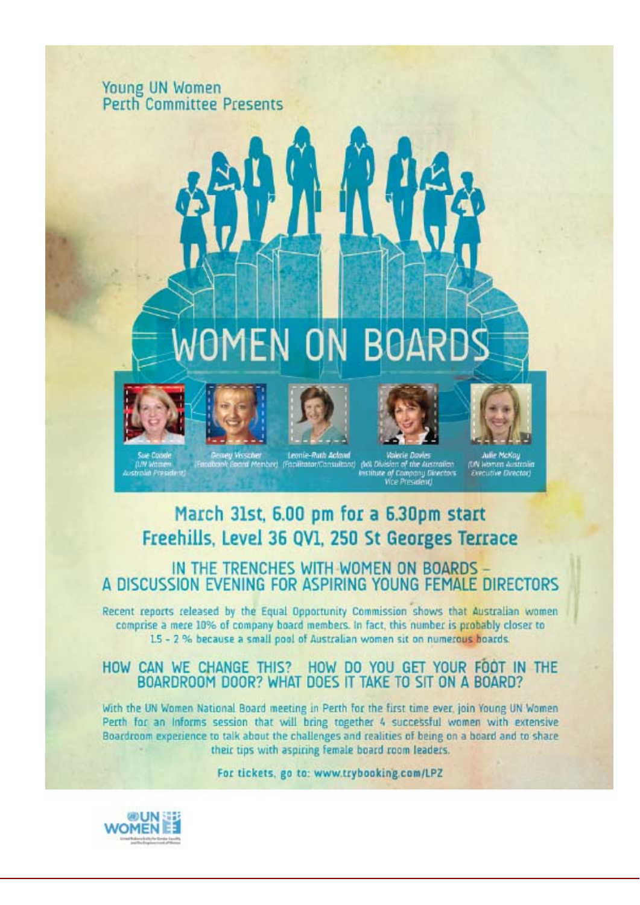Young UN Women
Perth Committee Presents

# WOMEN ON BOARDS

Sue Conde
(UN Women Australia President)

Gemey Visscher
(Facebook Board Member)

Leonie-Ruth Acland
(Facilitator/Consultant)

Valerie Davies
(WA Division of the Australian Institute of Company Directors Vice President)

Julie McKay
(UN Women Australia Executive Director)

## March 31st, 6.00 pm for a 6.30pm start
## Freehills, Level 36 QV1, 250 St Georges Terrace

### IN THE TRENCHES WITH WOMEN ON BOARDS – A DISCUSSION EVENING FOR ASPIRING YOUNG FEMALE DIRECTORS

Recent reports released by the Equal Opportunity Commission shows that Australian women comprise a mere 10% of company board members. In fact, this number is probably closer to 1.5 - 2 % because a small pool of Australian women sit on numerous boards.

### HOW CAN WE CHANGE THIS? HOW DO YOU GET YOUR FOOT IN THE BOARDROOM DOOR? WHAT DOES IT TAKE TO SIT ON A BOARD?

With the UN Women National Board meeting in Perth for the first time ever, join Young UN Women Perth for an Informs session that will bring together 4 successful women with extensive Boardroom experience to talk about the challenges and realities of being on a board and to share their tips with aspiring female board room leaders.

For tickets, go to: www.trybooking.com/LPZ

UN WOMEN